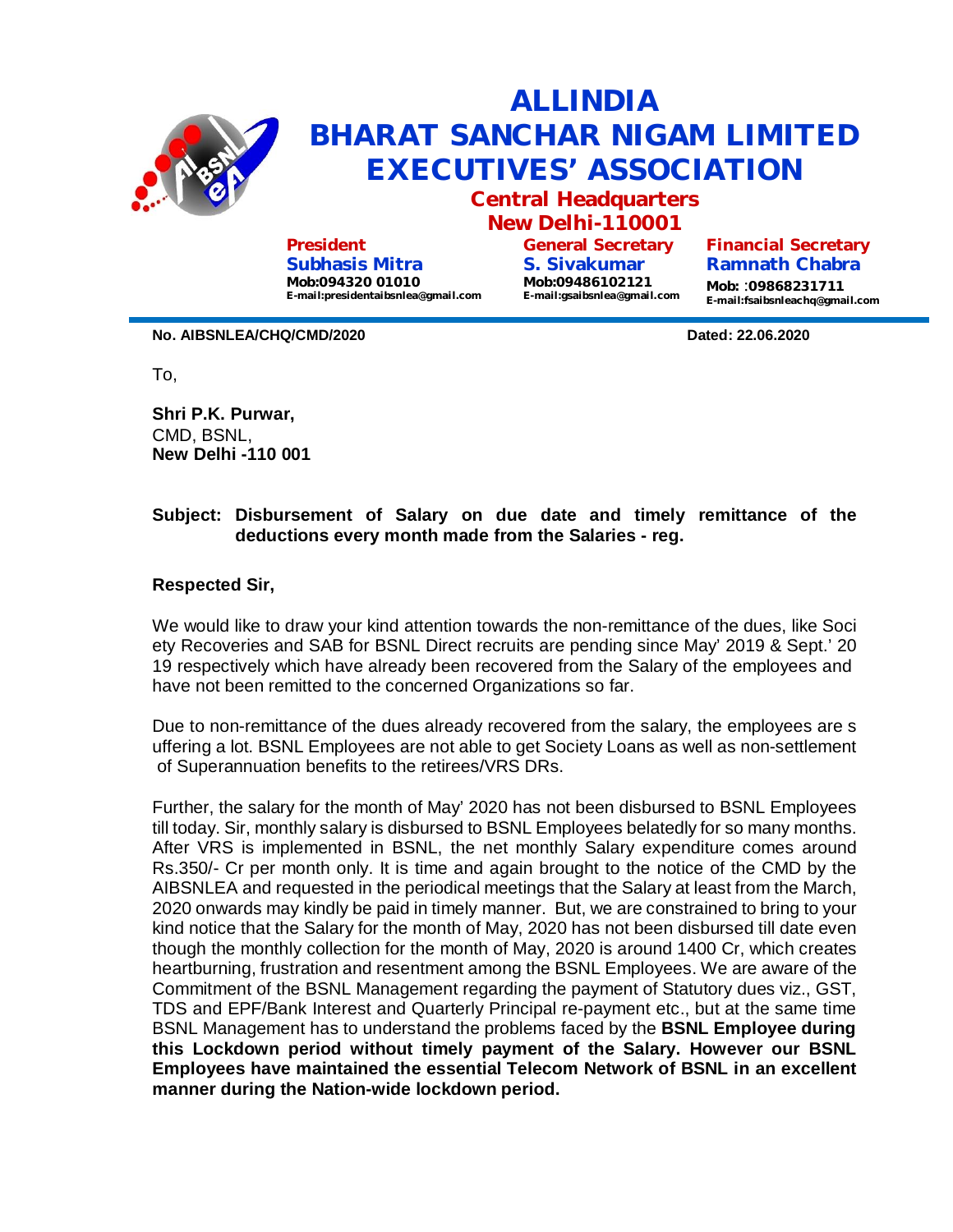# ALLINDIA BHARAT SANCHAR NIGAM LIMITED EXECUTIVES' ASSOCIATION

## Central Headquarters
## New Delhi-110001

**President**
**Subhasis Mitra**
**Mob:094320 01010**
**E-mail:presidentaibsnlea@gmail.com**

**General Secretary**
**S. Sivakumar**
**Mob:09486102121**
**E-mail:gsaibsnlea@gmail.com**

**Financial Secretary**
**Ramnath Chabra**
**Mob: :09868231711**
**E-mail:fsaibsnleachq@gmail.com**

---

**No. AIBSNLEA/CHQ/CMD/2020** **Dated: 22.06.2020**

To,

**Shri P.K. Purwar,**
CMD, BSNL,
**New Delhi -110 001**

**Subject: Disbursement of Salary on due date and timely remittance of the deductions every month made from the Salaries - reg.**

**Respected Sir,**

We would like to draw your kind attention towards the non-remittance of the dues, like Society Recoveries and SAB for BSNL Direct recruits are pending since May' 2019 & Sept.' 2019 respectively which have already been recovered from the Salary of the employees and have not been remitted to the concerned Organizations so far.

Due to non-remittance of the dues already recovered from the salary, the employees are suffering a lot. BSNL Employees are not able to get Society Loans as well as non-settlement of Superannuation benefits to the retirees/VRS DRs.

Further, the salary for the month of May' 2020 has not been disbursed to BSNL Employees till today. Sir, monthly salary is disbursed to BSNL Employees belatedly for so many months. After VRS is implemented in BSNL, the net monthly Salary expenditure comes around Rs.350/- Cr per month only. It is time and again brought to the notice of the CMD by the AIBSNLEA and requested in the periodical meetings that the Salary at least from the March, 2020 onwards may kindly be paid in timely manner. But, we are constrained to bring to your kind notice that the Salary for the month of May, 2020 has not been disbursed till date even though the monthly collection for the month of May, 2020 is around 1400 Cr, which creates heartburning, frustration and resentment among the BSNL Employees. We are aware of the Commitment of the BSNL Management regarding the payment of Statutory dues viz., GST, TDS and EPF/Bank Interest and Quarterly Principal re-payment etc., but at the same time BSNL Management has to understand the problems faced by the **BSNL Employee during this Lockdown period without timely payment of the Salary. However our BSNL Employees have maintained the essential Telecom Network of BSNL in an excellent manner during the Nation-wide lockdown period.**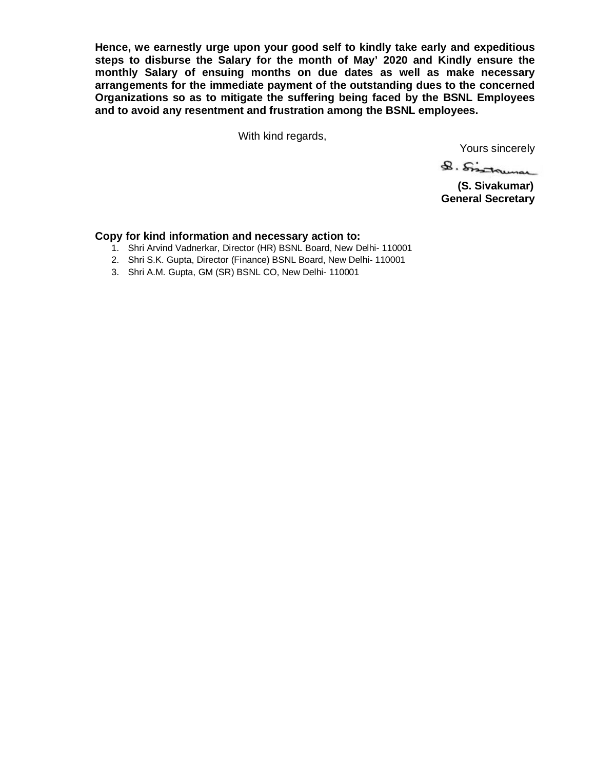**Hence, we earnestly urge upon your good self to kindly take early and expeditious steps to disburse the Salary for the month of May' 2020 and Kindly ensure the monthly Salary of ensuing months on due dates as well as make necessary arrangements for the immediate payment of the outstanding dues to the concerned Organizations so as to mitigate the suffering being faced by the BSNL Employees and to avoid any resentment and frustration among the BSNL employees.**

With kind regards,

Yours sincerely

S. Sivakumar

**(S. Sivakumar)**
**General Secretary**

**Copy for kind information and necessary action to:**

1. Shri Arvind Vadnerkar, Director (HR) BSNL Board, New Delhi- 110001
2. Shri S.K. Gupta, Director (Finance) BSNL Board, New Delhi- 110001
3. Shri A.M. Gupta, GM (SR) BSNL CO, New Delhi- 110001